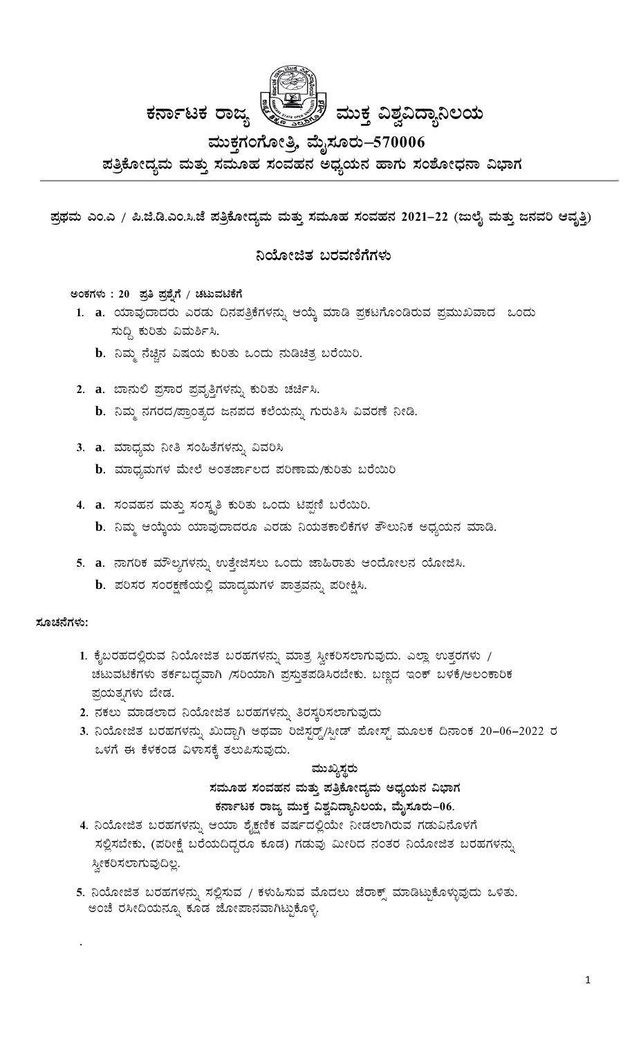# ಕರ್ನಾಟಕ ರಾಜ್ಯ ಮುಕ್ತ ವಿಶ್ವವಿದ್ಯಾನಿಲಯ

## ಮುಕ್ತಗಂಗೋತ್ರಿ, ಮೈಸೂರು–570006

## ಪತ್ರಿಕೋದ್ಯಮ ಮತ್ತು ಸಮೂಹ ಸಂವಹನ ಅಧ್ಯಯನ ಹಾಗು ಸಂಶೋಧನಾ ವಿಭಾಗ

---

**ಪ್ರಥಮ ಎಂ.ಎ / ಪಿ.ಜಿ.ಡಿ.ಎಂ.ಸಿ.ಜೆ ಪತ್ರಿಕೋದ್ಯಮ ಮತ್ತು ಸಮೂಹ ಸಂವಹನ 2021–22 (ಜುಲೈ ಮತ್ತು ಜನವರಿ ಆವೃತ್ತಿ)**

### ನಿಯೋಜಿತ ಬರವಣಿಗೆಗಳು

**ಅಂಕಗಳು : 20 ಪ್ರತಿ ಪ್ರಶ್ನೆಗೆ / ಚಟುವಟಿಕೆಗೆ**

1. **a**. ಯಾವುದಾದರು ಎರಡು ದಿನಪತ್ರಿಕೆಗಳನ್ನು ಆಯ್ಕೆ ಮಾಡಿ ಪ್ರಕಟಗೊಂಡಿರುವ ಪ್ರಮುಖವಾದ ಒಂದು ಸುದ್ದಿ ಕುರಿತು ವಿಮರ್ಶಿಸಿ.
   **b**. ನಿಮ್ಮ ನೆಚ್ಚಿನ ವಿಷಯ ಕುರಿತು ಒಂದು ನುಡಿಚಿತ್ರ ಬರೆಯಿರಿ.

2. **a**. ಬಾನುಲಿ ಪ್ರಸಾರ ಪ್ರವೃತ್ತಿಗಳನ್ನು ಕುರಿತು ಚರ್ಚಿಸಿ.
   **b**. ನಿಮ್ಮ ನಗರದ/ಪ್ರಾಂತ್ಯದ ಜನಪದ ಕಲೆಯನ್ನು ಗುರುತಿಸಿ ವಿವರಣೆ ನೀಡಿ.

3. **a**. ಮಾಧ್ಯಮ ನೀತಿ ಸಂಹಿತೆಗಳನ್ನು ವಿವರಿಸಿ
   **b**. ಮಾಧ್ಯಮಗಳ ಮೇಲೆ ಅಂತರ್ಜಾಲದ ಪರಿಣಾಮ/ಕುರಿತು ಬರೆಯಿರಿ

4. **a**. ಸಂವಹನ ಮತ್ತು ಸಂಸ್ಕೃತಿ ಕುರಿತು ಒಂದು ಟಿಪ್ಪಣಿ ಬರೆಯಿರಿ.
   **b**. ನಿಮ್ಮ ಆಯ್ಕೆಯ ಯಾವುದಾದರೂ ಎರಡು ನಿಯತಕಾಲಿಕೆಗಳ ತೌಲುನಿಕ ಅಧ್ಯಯನ ಮಾಡಿ.

5. **a**. ನಾಗರಿಕ ಮೌಲ್ಯಗಳನ್ನು ಉತ್ತೇಜಿಸಲು ಒಂದು ಜಾಹಿರಾತು ಆಂದೋಲನ ಯೋಜಿಸಿ.
   **b**. ಪರಿಸರ ಸಂರಕ್ಷಣೆಯಲ್ಲಿ ಮಾಧ್ಯಮಗಳ ಪಾತ್ರವನ್ನು ಪರೀಕ್ಷಿಸಿ.

**ಸೂಚನೆಗಳು:**

1. ಕೈಬರಹದಲ್ಲಿರುವ ನಿಯೋಜಿತ ಬರಹಗಳನ್ನು ಮಾತ್ರ ಸ್ವೀಕರಿಸಲಾಗುವುದು. ಎಲ್ಲಾ ಉತ್ತರಗಳು / ಚಟುವಟಿಕೆಗಳು ತರ್ಕಬದ್ಧವಾಗಿ /ಸರಿಯಾಗಿ ಪ್ರಸ್ತುತಪಡಿಸಿರಬೇಕು. ಬಣ್ಣದ ಇಂಕ್ ಬಳಕೆ/ಅಲಂಕಾರಿಕ ಪ್ರಯತ್ನಗಳು ಬೇಡ.
2. ನಕಲು ಮಾಡಲಾದ ನಿಯೋಜಿತ ಬರಹಗಳನ್ನು ತಿರಸ್ಕರಿಸಲಾಗುವುದು
3. ನಿಯೋಜಿತ ಬರಹಗಳನ್ನು ಖುದ್ದಾಗಿ ಅಥವಾ ರಿಜಿಸ್ಟರ್ಡ್/ಸ್ಪೀಡ್ ಪೋಸ್ಟ್ ಮೂಲಕ ದಿನಾಂಕ 20–06–2022 ರ ಒಳಗೆ ಈ ಕೆಳಕಂಡ ವಿಳಾಸಕ್ಕೆ ತಲುಪಿಸುವುದು.

   **ಮುಖ್ಯಸ್ಥರು**
   **ಸಮೂಹ ಸಂವಹನ ಮತ್ತು ಪತ್ರಿಕೋದ್ಯಮ ಅಧ್ಯಯನ ವಿಭಾಗ**
   **ಕರ್ನಾಟಕ ರಾಜ್ಯ ಮುಕ್ತ ವಿಶ್ವವಿದ್ಯಾನಿಲಯ, ಮೈಸೂರು–06.**

4. ನಿಯೋಜಿತ ಬರಹಗಳನ್ನು ಆಯಾ ಶೈಕ್ಷಣಿಕ ವರ್ಷದಲ್ಲಿಯೇ ನೀಡಲಾಗಿರುವ ಗಡುವಿನೊಳಗೆ ಸಲ್ಲಿಸಬೇಕು, (ಪರೀಕ್ಷೆ ಬರೆಯದಿದ್ದರೂ ಕೂಡ) ಗಡುವು ಮೀರಿದ ನಂತರ ನಿಯೋಜಿತ ಬರಹಗಳನ್ನು ಸ್ವೀಕರಿಸಲಾಗುವುದಿಲ್ಲ.
5. ನಿಯೋಜಿತ ಬರಹಗಳನ್ನು ಸಲ್ಲಿಸುವ / ಕಳುಹಿಸುವ ಮೊದಲು ಜೆರಾಕ್ಸ್ ಮಾಡಿಟ್ಟುಕೊಳ್ಳುವುದು ಒಳಿತು. ಅಂಚೆ ರಸೀದಿಯನ್ನೂ ಕೂಡ ಜೋಪಾನವಾಗಿಟ್ಟುಕೊಳ್ಳಿ.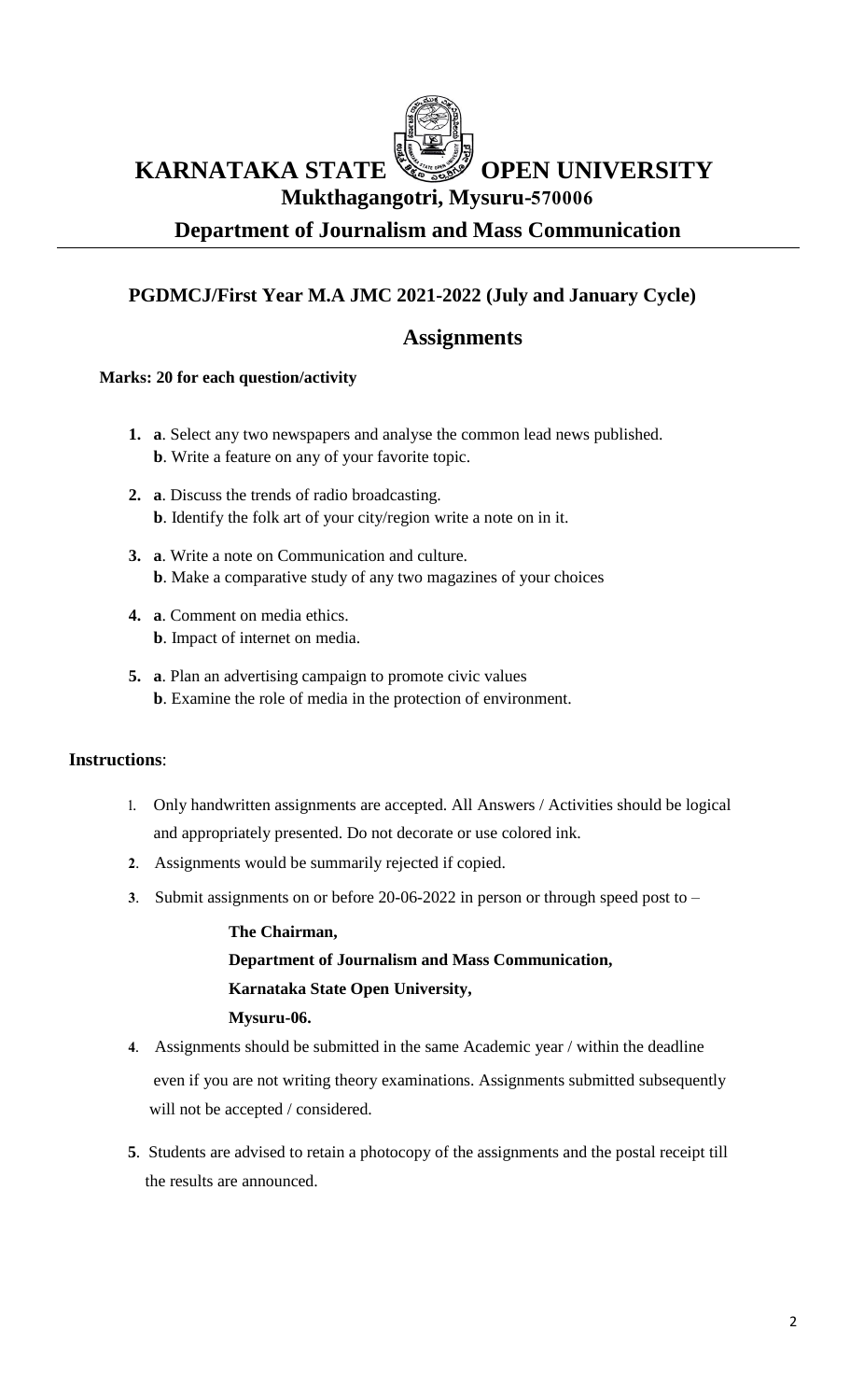# KARNATAKA STATE OPEN UNIVERSITY

## Mukthagangotri, Mysuru-570006

## Department of Journalism and Mass Communication

### PGDMCJ/First Year M.A JMC 2021-2022 (July and January Cycle)

## Assignments

**Marks: 20 for each question/activity**

1. **a**. Select any two newspapers and analyse the common lead news published.
   **b**. Write a feature on any of your favorite topic.
2. **a**. Discuss the trends of radio broadcasting.
   **b**. Identify the folk art of your city/region write a note on in it.
3. **a**. Write a note on Communication and culture.
   **b**. Make a comparative study of any two magazines of your choices
4. **a**. Comment on media ethics.
   **b**. Impact of internet on media.
5. **a**. Plan an advertising campaign to promote civic values
   **b**. Examine the role of media in the protection of environment.

**Instructions**:

1. Only handwritten assignments are accepted. All Answers / Activities should be logical and appropriately presented. Do not decorate or use colored ink.
2. Assignments would be summarily rejected if copied.
3. Submit assignments on or before 20-06-2022 in person or through speed post to –

   **The Chairman,**
   **Department of Journalism and Mass Communication,**
   **Karnataka State Open University,**
   **Mysuru-06.**

4. Assignments should be submitted in the same Academic year / within the deadline even if you are not writing theory examinations. Assignments submitted subsequently will not be accepted / considered.
5. Students are advised to retain a photocopy of the assignments and the postal receipt till the results are announced.